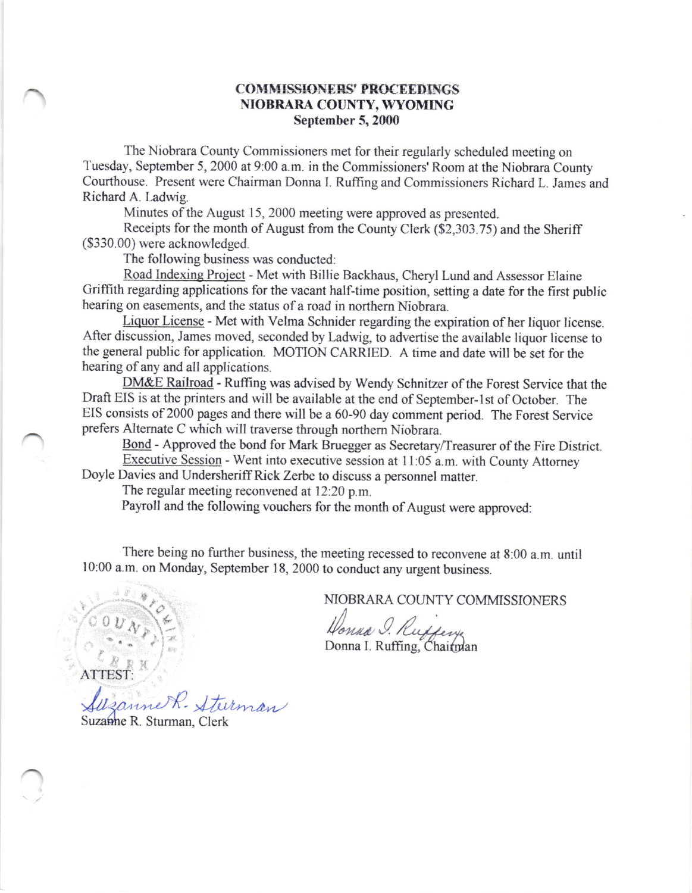**COMMISSIONERS' PROCEEDINGS**
**NIOBRARA COUNTY, WYOMING**
**September 5, 2000**

The Niobrara County Commissioners met for their regularly scheduled meeting on Tuesday, September 5, 2000 at 9:00 a.m. in the Commissioners' Room at the Niobrara County Courthouse. Present were Chairman Donna I. Ruffing and Commissioners Richard L. James and Richard A. Ladwig.

Minutes of the August 15, 2000 meeting were approved as presented.

Receipts for the month of August from the County Clerk ($2,303.75) and the Sheriff ($330.00) were acknowledged.

The following business was conducted:

Road Indexing Project - Met with Billie Backhaus, Cheryl Lund and Assessor Elaine Griffith regarding applications for the vacant half-time position, setting a date for the first public hearing on easements, and the status of a road in northern Niobrara.

Liquor License - Met with Velma Schnider regarding the expiration of her liquor license. After discussion, James moved, seconded by Ladwig, to advertise the available liquor license to the general public for application. MOTION CARRIED. A time and date will be set for the hearing of any and all applications.

DM&E Railroad - Ruffing was advised by Wendy Schnitzer of the Forest Service that the Draft EIS is at the printers and will be available at the end of September-1st of October. The EIS consists of 2000 pages and there will be a 60-90 day comment period. The Forest Service prefers Alternate C which will traverse through northern Niobrara.

Bond - Approved the bond for Mark Bruegger as Secretary/Treasurer of the Fire District.

Executive Session - Went into executive session at 11:05 a.m. with County Attorney Doyle Davies and Undersheriff Rick Zerbe to discuss a personnel matter.

The regular meeting reconvened at 12:20 p.m.

Payroll and the following vouchers for the month of August were approved:

There being no further business, the meeting recessed to reconvene at 8:00 a.m. until 10:00 a.m. on Monday, September 18, 2000 to conduct any urgent business.

NIOBRARA COUNTY COMMISSIONERS

Donna I. Ruffing
Donna I. Ruffing, Chairman

ATTEST:

Suzanne R. Sturman
Suzanne R. Sturman, Clerk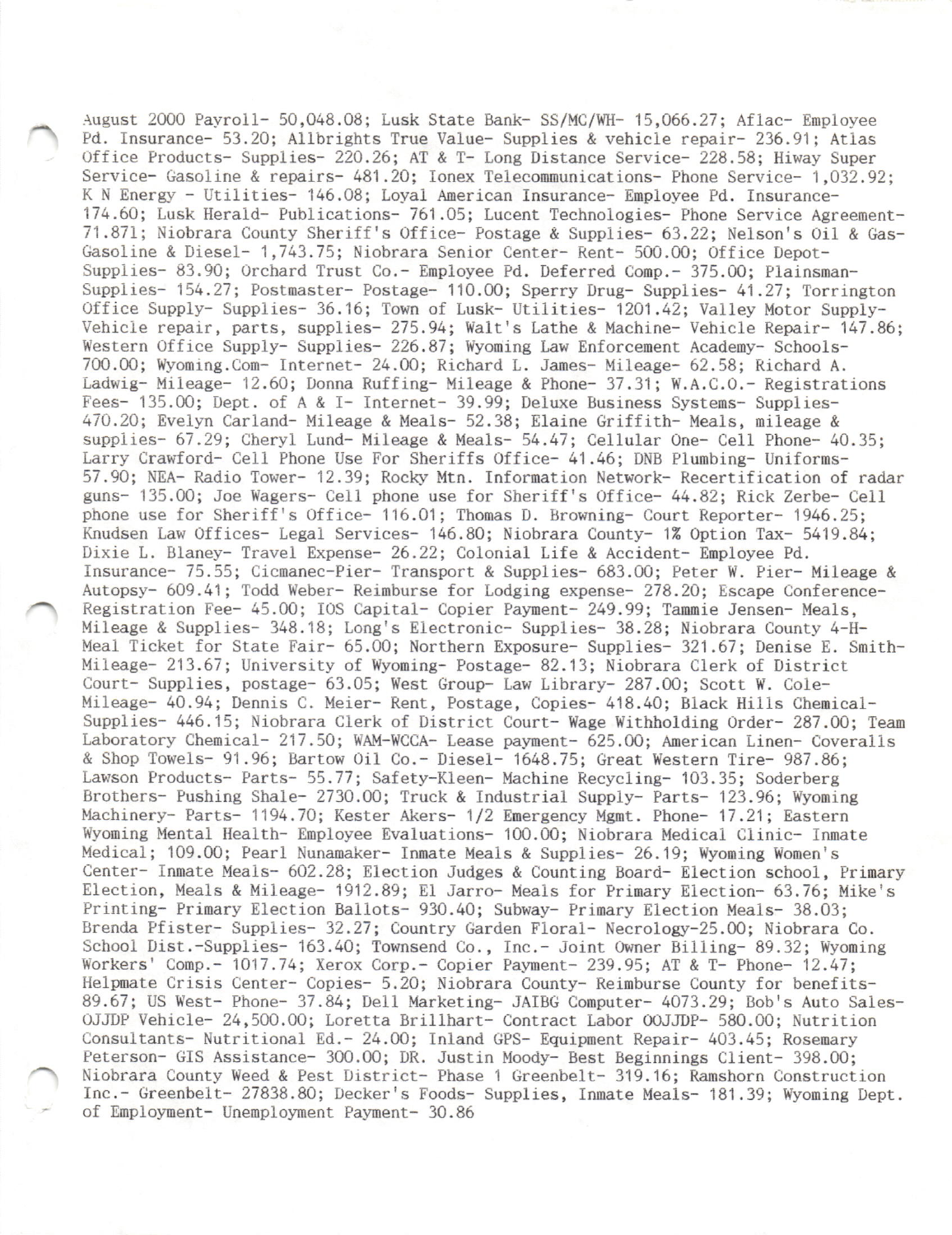August 2000 Payroll- 50,048.08; Lusk State Bank- SS/MC/WH- 15,066.27; Aflac- Employee Pd. Insurance- 53.20; Allbrights True Value- Supplies & vehicle repair- 236.91; Atlas Office Products- Supplies- 220.26; AT & T- Long Distance Service- 228.58; Hiway Super Service- Gasoline & repairs- 481.20; Ionex Telecommunications- Phone Service- 1,032.92; K N Energy - Utilities- 146.08; Loyal American Insurance- Employee Pd. Insurance- 174.60; Lusk Herald- Publications- 761.05; Lucent Technologies- Phone Service Agreement- 71.871; Niobrara County Sheriff's Office- Postage & Supplies- 63.22; Nelson's Oil & Gas- Gasoline & Diesel- 1,743.75; Niobrara Senior Center- Rent- 500.00; Office Depot- Supplies- 83.90; Orchard Trust Co.- Employee Pd. Deferred Comp.- 375.00; Plainsman- Supplies- 154.27; Postmaster- Postage- 110.00; Sperry Drug- Supplies- 41.27; Torrington Office Supply- Supplies- 36.16; Town of Lusk- Utilities- 1201.42; Valley Motor Supply- Vehicle repair, parts, supplies- 275.94; Walt's Lathe & Machine- Vehicle Repair- 147.86; Western Office Supply- Supplies- 226.87; Wyoming Law Enforcement Academy- Schools- 700.00; Wyoming.Com- Internet- 24.00; Richard L. James- Mileage- 62.58; Richard A. Ladwig- Mileage- 12.60; Donna Ruffing- Mileage & Phone- 37.31; W.A.C.O.- Registrations Fees- 135.00; Dept. of A & I- Internet- 39.99; Deluxe Business Systems- Supplies- 470.20; Evelyn Carland- Mileage & Meals- 52.38; Elaine Griffith- Meals, mileage & supplies- 67.29; Cheryl Lund- Mileage & Meals- 54.47; Cellular One- Cell Phone- 40.35; Larry Crawford- Cell Phone Use For Sheriffs Office- 41.46; DNB Plumbing- Uniforms- 57.90; NEA- Radio Tower- 12.39; Rocky Mtn. Information Network- Recertification of radar guns- 135.00; Joe Wagers- Cell phone use for Sheriff's Office- 44.82; Rick Zerbe- Cell phone use for Sheriff's Office- 116.01; Thomas D. Browning- Court Reporter- 1946.25; Knudsen Law Offices- Legal Services- 146.80; Niobrara County- 1% Option Tax- 5419.84; Dixie L. Blaney- Travel Expense- 26.22; Colonial Life & Accident- Employee Pd. Insurance- 75.55; Cicmanec-Pier- Transport & Supplies- 683.00; Peter W. Pier- Mileage & Autopsy- 609.41; Todd Weber- Reimburse for Lodging expense- 278.20; Escape Conference- Registration Fee- 45.00; IOS Capital- Copier Payment- 249.99; Tammie Jensen- Meals, Mileage & Supplies- 348.18; Long's Electronic- Supplies- 38.28; Niobrara County 4-H- Meal Ticket for State Fair- 65.00; Northern Exposure- Supplies- 321.67; Denise E. Smith- Mileage- 213.67; University of Wyoming- Postage- 82.13; Niobrara Clerk of District Court- Supplies, postage- 63.05; West Group- Law Library- 287.00; Scott W. Cole- Mileage- 40.94; Dennis C. Meier- Rent, Postage, Copies- 418.40; Black Hills Chemical- Supplies- 446.15; Niobrara Clerk of District Court- Wage Withholding Order- 287.00; Team Laboratory Chemical- 217.50; WAM-WCCA- Lease payment- 625.00; American Linen- Coveralls & Shop Towels- 91.96; Bartow Oil Co.- Diesel- 1648.75; Great Western Tire- 987.86; Lawson Products- Parts- 55.77; Safety-Kleen- Machine Recycling- 103.35; Soderberg Brothers- Pushing Shale- 2730.00; Truck & Industrial Supply- Parts- 123.96; Wyoming Machinery- Parts- 1194.70; Kester Akers- 1/2 Emergency Mgmt. Phone- 17.21; Eastern Wyoming Mental Health- Employee Evaluations- 100.00; Niobrara Medical Clinic- Inmate Medical; 109.00; Pearl Nunamaker- Inmate Meals & Supplies- 26.19; Wyoming Women's Center- Inmate Meals- 602.28; Election Judges & Counting Board- Election school, Primary Election, Meals & Mileage- 1912.89; El Jarro- Meals for Primary Election- 63.76; Mike's Printing- Primary Election Ballots- 930.40; Subway- Primary Election Meals- 38.03; Brenda Pfister- Supplies- 32.27; Country Garden Floral- Necrology-25.00; Niobrara Co. School Dist.-Supplies- 163.40; Townsend Co., Inc.- Joint Owner Billing- 89.32; Wyoming Workers' Comp.- 1017.74; Xerox Corp.- Copier Payment- 239.95; AT & T- Phone- 12.47; Helpmate Crisis Center- Copies- 5.20; Niobrara County- Reimburse County for benefits- 89.67; US West- Phone- 37.84; Dell Marketing- JAIBG Computer- 4073.29; Bob's Auto Sales- OJJDP Vehicle- 24,500.00; Loretta Brillhart- Contract Labor OOJJDP- 580.00; Nutrition Consultants- Nutritional Ed.- 24.00; Inland GPS- Equipment Repair- 403.45; Rosemary Peterson- GIS Assistance- 300.00; DR. Justin Moody- Best Beginnings Client- 398.00; Niobrara County Weed & Pest District- Phase 1 Greenbelt- 319.16; Ramshorn Construction Inc.- Greenbelt- 27838.80; Decker's Foods- Supplies, Inmate Meals- 181.39; Wyoming Dept. of Employment- Unemployment Payment- 30.86